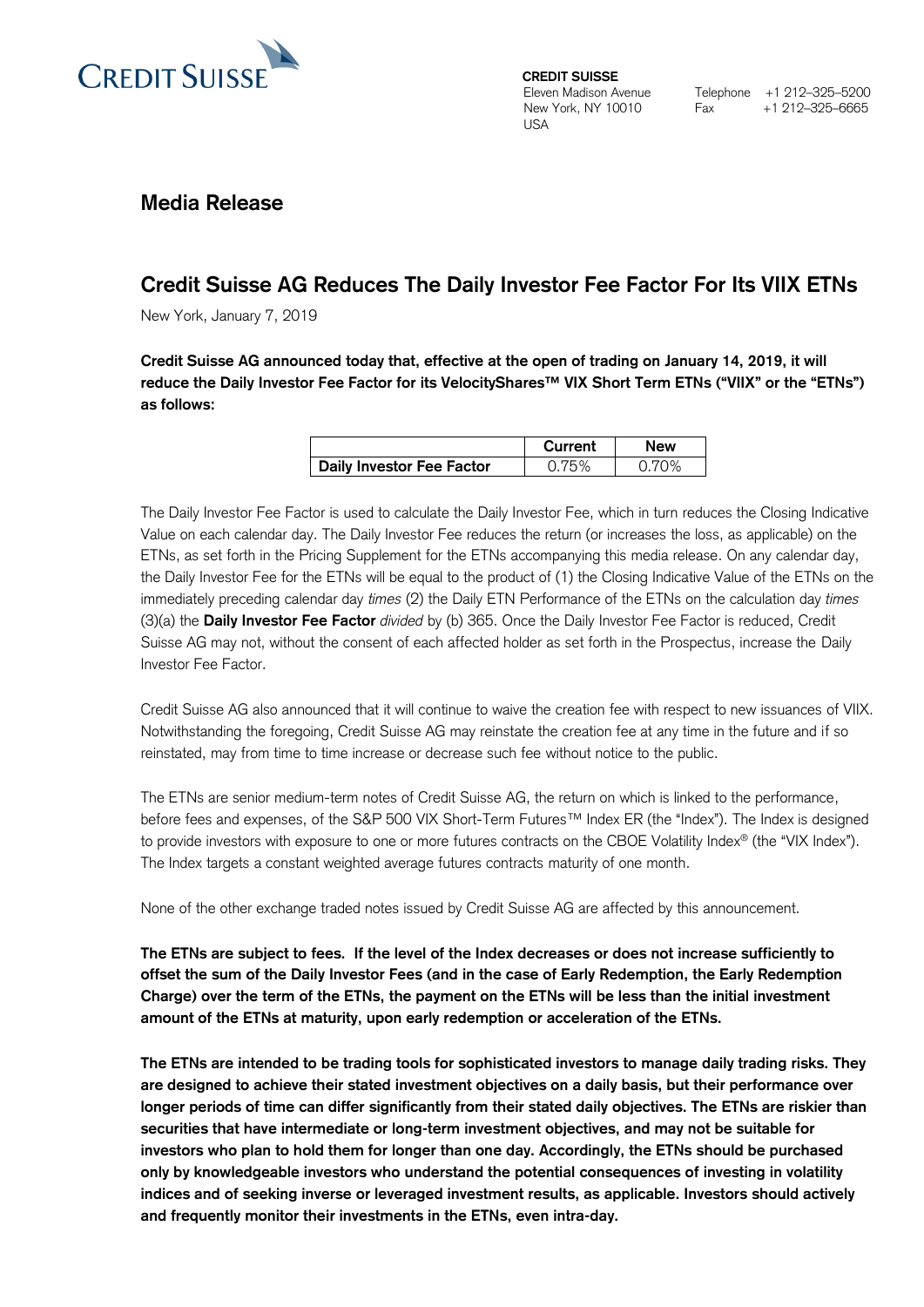CREDIT SUISSE

**CREDIT SUISSE**
Eleven Madison Avenue
New York, NY 10010
USA

Telephone +1 212–325–5200
Fax +1 212–325–6665

## Media Release

# Credit Suisse AG Reduces The Daily Investor Fee Factor For Its VIIX ETNs

New York, January 7, 2019

**Credit Suisse AG announced today that, effective at the open of trading on January 14, 2019, it will reduce the Daily Investor Fee Factor for its VelocityShares™ VIX Short Term ETNs ("VIIX" or the "ETNs") as follows:**

| | Current | New |
|---|---|---|
| **Daily Investor Fee Factor** | 0.75% | 0.70% |

The Daily Investor Fee Factor is used to calculate the Daily Investor Fee, which in turn reduces the Closing Indicative Value on each calendar day. The Daily Investor Fee reduces the return (or increases the loss, as applicable) on the ETNs, as set forth in the Pricing Supplement for the ETNs accompanying this media release. On any calendar day, the Daily Investor Fee for the ETNs will be equal to the product of (1) the Closing Indicative Value of the ETNs on the immediately preceding calendar day *times* (2) the Daily ETN Performance of the ETNs on the calculation day *times* (3)(a) the **Daily Investor Fee Factor** *divided* by (b) 365. Once the Daily Investor Fee Factor is reduced, Credit Suisse AG may not, without the consent of each affected holder as set forth in the Prospectus, increase the Daily Investor Fee Factor.

Credit Suisse AG also announced that it will continue to waive the creation fee with respect to new issuances of VIIX. Notwithstanding the foregoing, Credit Suisse AG may reinstate the creation fee at any time in the future and if so reinstated, may from time to time increase or decrease such fee without notice to the public.

The ETNs are senior medium-term notes of Credit Suisse AG, the return on which is linked to the performance, before fees and expenses, of the S&P 500 VIX Short-Term Futures™ Index ER (the "Index"). The Index is designed to provide investors with exposure to one or more futures contracts on the CBOE Volatility Index® (the "VIX Index"). The Index targets a constant weighted average futures contracts maturity of one month.

None of the other exchange traded notes issued by Credit Suisse AG are affected by this announcement.

**The ETNs are subject to fees. If the level of the Index decreases or does not increase sufficiently to offset the sum of the Daily Investor Fees (and in the case of Early Redemption, the Early Redemption Charge) over the term of the ETNs, the payment on the ETNs will be less than the initial investment amount of the ETNs at maturity, upon early redemption or acceleration of the ETNs.**

**The ETNs are intended to be trading tools for sophisticated investors to manage daily trading risks. They are designed to achieve their stated investment objectives on a daily basis, but their performance over longer periods of time can differ significantly from their stated daily objectives. The ETNs are riskier than securities that have intermediate or long-term investment objectives, and may not be suitable for investors who plan to hold them for longer than one day. Accordingly, the ETNs should be purchased only by knowledgeable investors who understand the potential consequences of investing in volatility indices and of seeking inverse or leveraged investment results, as applicable. Investors should actively and frequently monitor their investments in the ETNs, even intra-day.**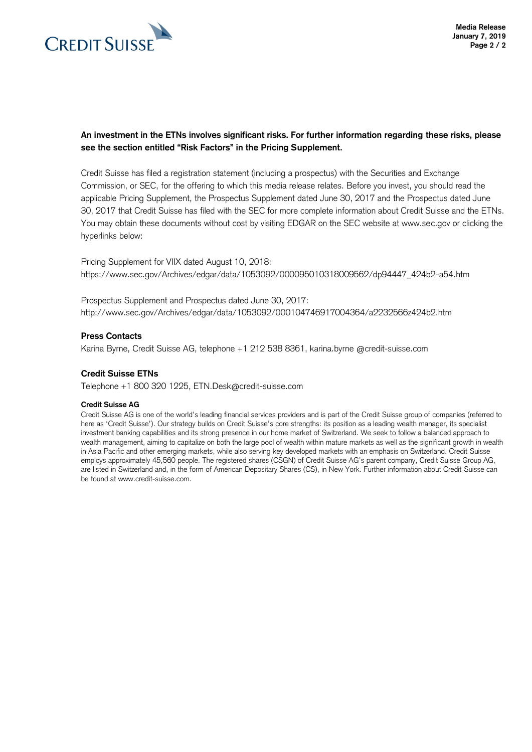**An investment in the ETNs involves significant risks. For further information regarding these risks, please see the section entitled "Risk Factors" in the Pricing Supplement.**

Credit Suisse has filed a registration statement (including a prospectus) with the Securities and Exchange Commission, or SEC, for the offering to which this media release relates. Before you invest, you should read the applicable Pricing Supplement, the Prospectus Supplement dated June 30, 2017 and the Prospectus dated June 30, 2017 that Credit Suisse has filed with the SEC for more complete information about Credit Suisse and the ETNs. You may obtain these documents without cost by visiting EDGAR on the SEC website at www.sec.gov or clicking the hyperlinks below:

Pricing Supplement for VIIX dated August 10, 2018:
https://www.sec.gov/Archives/edgar/data/1053092/000095010318009562/dp94447_424b2-a54.htm

Prospectus Supplement and Prospectus dated June 30, 2017:
http://www.sec.gov/Archives/edgar/data/1053092/000104746917004364/a2232566z424b2.htm

**Press Contacts**

Karina Byrne, Credit Suisse AG, telephone +1 212 538 8361, karina.byrne @credit-suisse.com

**Credit Suisse ETNs**

Telephone +1 800 320 1225, ETN.Desk@credit-suisse.com

**Credit Suisse AG**

Credit Suisse AG is one of the world's leading financial services providers and is part of the Credit Suisse group of companies (referred to here as 'Credit Suisse'). Our strategy builds on Credit Suisse's core strengths: its position as a leading wealth manager, its specialist investment banking capabilities and its strong presence in our home market of Switzerland. We seek to follow a balanced approach to wealth management, aiming to capitalize on both the large pool of wealth within mature markets as well as the significant growth in wealth in Asia Pacific and other emerging markets, while also serving key developed markets with an emphasis on Switzerland. Credit Suisse employs approximately 45,560 people. The registered shares (CSGN) of Credit Suisse AG's parent company, Credit Suisse Group AG, are listed in Switzerland and, in the form of American Depositary Shares (CS), in New York. Further information about Credit Suisse can be found at www.credit-suisse.com.